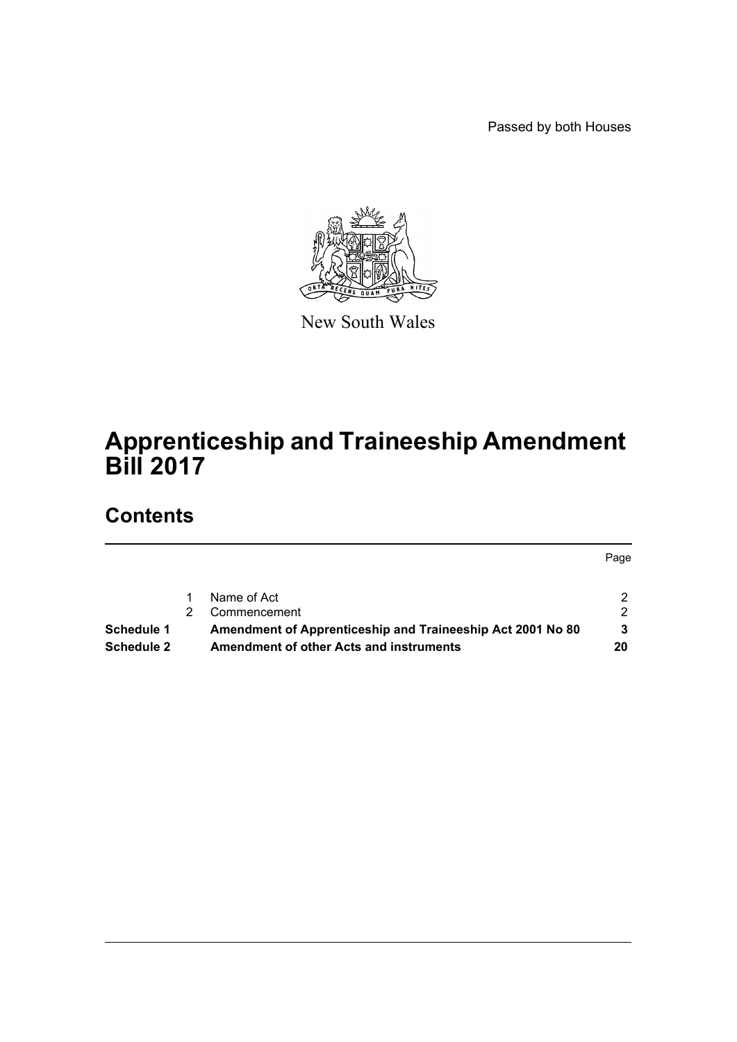Passed by both Houses

New South Wales

# Apprenticeship and Traineeship Amendment Bill 2017

## Contents

| | | | Page |
|---|---|---|---|
| | 1 | Name of Act | 2 |
| | 2 | Commencement | 2 |
| **Schedule 1** | | **Amendment of Apprenticeship and Traineeship Act 2001 No 80** | **3** |
| **Schedule 2** | | **Amendment of other Acts and instruments** | **20** |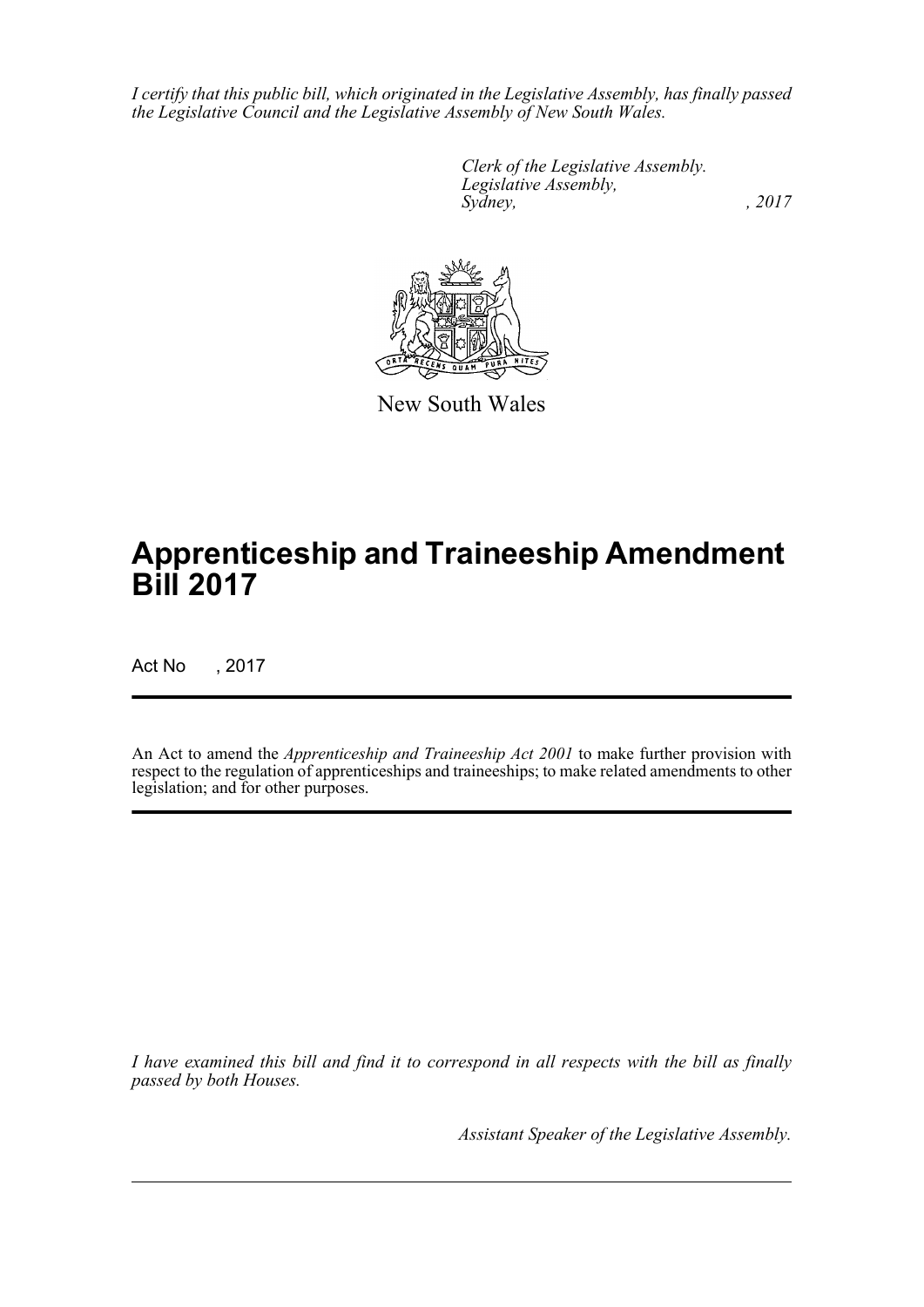*I certify that this public bill, which originated in the Legislative Assembly, has finally passed the Legislative Council and the Legislative Assembly of New South Wales.*

*Clerk of the Legislative Assembly.*
*Legislative Assembly,*
*Sydney, , 2017*

New South Wales

# Apprenticeship and Traineeship Amendment Bill 2017

Act No , 2017

An Act to amend the *Apprenticeship and Traineeship Act 2001* to make further provision with respect to the regulation of apprenticeships and traineeships; to make related amendments to other legislation; and for other purposes.

*I have examined this bill and find it to correspond in all respects with the bill as finally passed by both Houses.*

*Assistant Speaker of the Legislative Assembly.*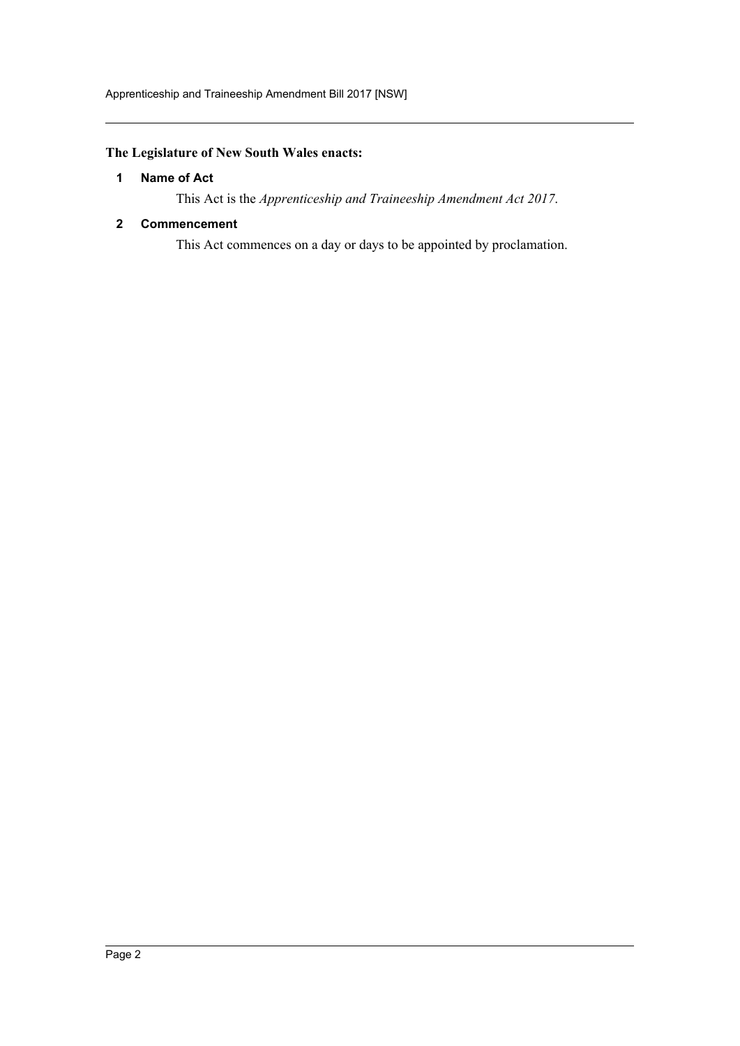**The Legislature of New South Wales enacts:**

**1 Name of Act**

This Act is the *Apprenticeship and Traineeship Amendment Act 2017*.

**2 Commencement**

This Act commences on a day or days to be appointed by proclamation.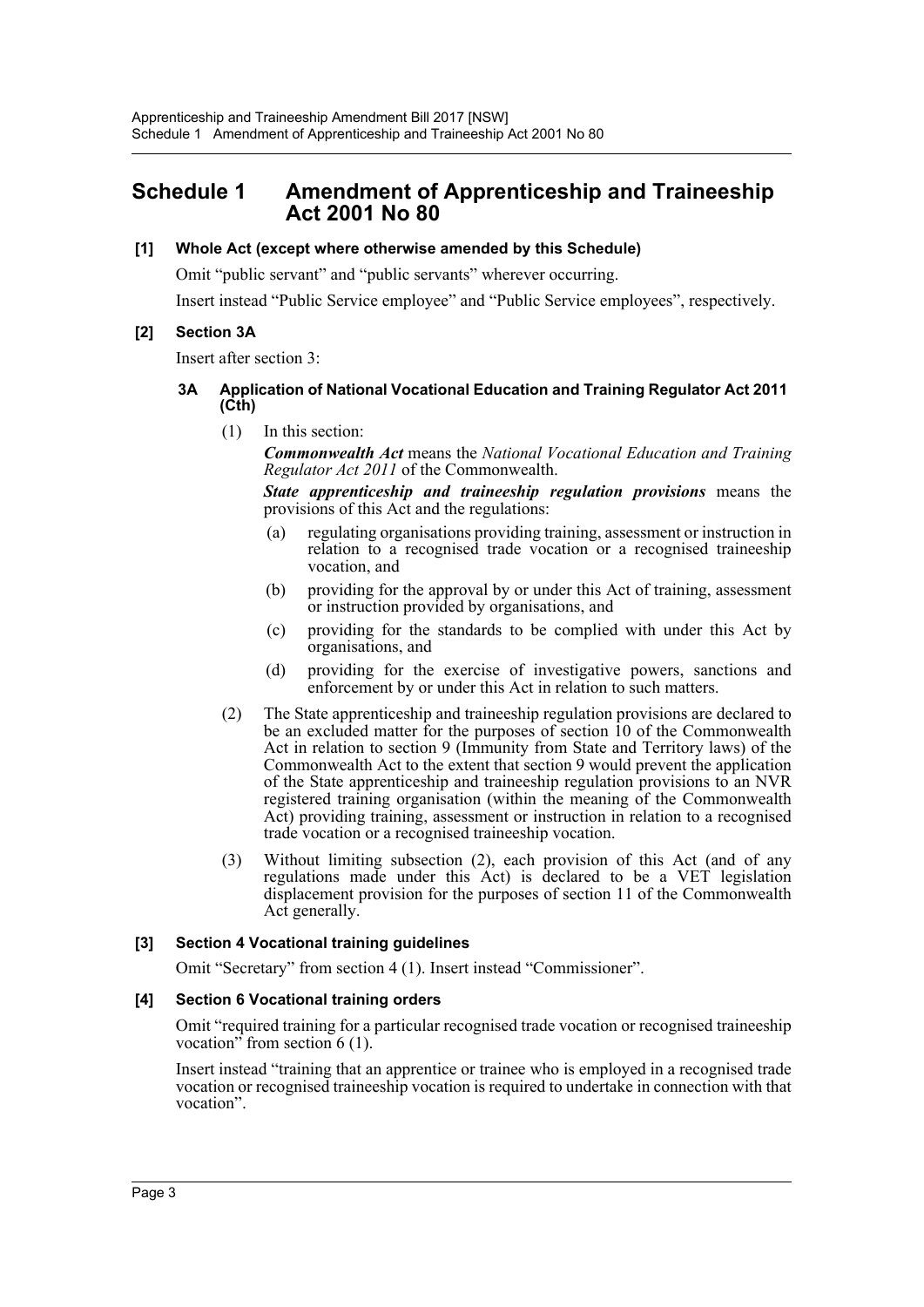# Schedule 1 Amendment of Apprenticeship and Traineeship Act 2001 No 80

### [1] Whole Act (except where otherwise amended by this Schedule)

Omit "public servant" and "public servants" wherever occurring.

Insert instead "Public Service employee" and "Public Service employees", respectively.

### [2] Section 3A

Insert after section 3:

#### 3A Application of National Vocational Education and Training Regulator Act 2011 (Cth)

(1) In this section:

***Commonwealth Act*** means the *National Vocational Education and Training Regulator Act 2011* of the Commonwealth.

***State apprenticeship and traineeship regulation provisions*** means the provisions of this Act and the regulations:

- (a) regulating organisations providing training, assessment or instruction in relation to a recognised trade vocation or a recognised traineeship vocation, and
- (b) providing for the approval by or under this Act of training, assessment or instruction provided by organisations, and
- (c) providing for the standards to be complied with under this Act by organisations, and
- (d) providing for the exercise of investigative powers, sanctions and enforcement by or under this Act in relation to such matters.

(2) The State apprenticeship and traineeship regulation provisions are declared to be an excluded matter for the purposes of section 10 of the Commonwealth Act in relation to section 9 (Immunity from State and Territory laws) of the Commonwealth Act to the extent that section 9 would prevent the application of the State apprenticeship and traineeship regulation provisions to an NVR registered training organisation (within the meaning of the Commonwealth Act) providing training, assessment or instruction in relation to a recognised trade vocation or a recognised traineeship vocation.

(3) Without limiting subsection (2), each provision of this Act (and of any regulations made under this Act) is declared to be a VET legislation displacement provision for the purposes of section 11 of the Commonwealth Act generally.

### [3] Section 4 Vocational training guidelines

Omit "Secretary" from section 4 (1). Insert instead "Commissioner".

### [4] Section 6 Vocational training orders

Omit "required training for a particular recognised trade vocation or recognised traineeship vocation" from section 6 (1).

Insert instead "training that an apprentice or trainee who is employed in a recognised trade vocation or recognised traineeship vocation is required to undertake in connection with that vocation".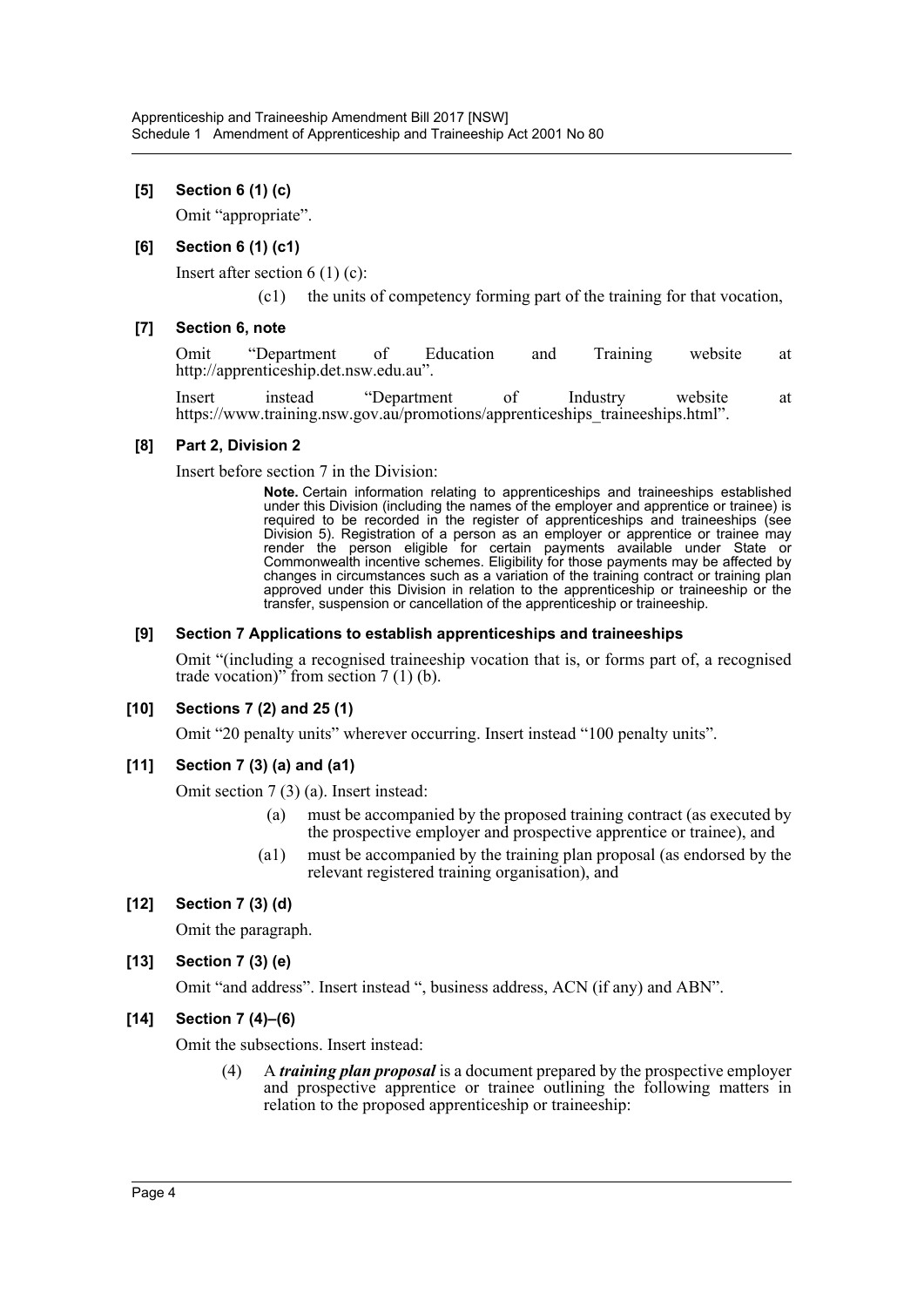**[5] Section 6 (1) (c)**

Omit "appropriate".

**[6] Section 6 (1) (c1)**

Insert after section 6 (1) (c):

> (c1) the units of competency forming part of the training for that vocation,

**[7] Section 6, note**

Omit "Department of Education and Training website at http://apprenticeship.det.nsw.edu.au".

Insert instead "Department of Industry website at https://www.training.nsw.gov.au/promotions/apprenticeships_traineeships.html".

**[8] Part 2, Division 2**

Insert before section 7 in the Division:

> **Note.** Certain information relating to apprenticeships and traineeships established under this Division (including the names of the employer and apprentice or trainee) is required to be recorded in the register of apprenticeships and traineeships (see Division 5). Registration of a person as an employer or apprentice or trainee may render the person eligible for certain payments available under State or Commonwealth incentive schemes. Eligibility for those payments may be affected by changes in circumstances such as a variation of the training contract or training plan approved under this Division in relation to the apprenticeship or traineeship or the transfer, suspension or cancellation of the apprenticeship or traineeship.

**[9] Section 7 Applications to establish apprenticeships and traineeships**

Omit "(including a recognised traineeship vocation that is, or forms part of, a recognised trade vocation)" from section 7 (1) (b).

**[10] Sections 7 (2) and 25 (1)**

Omit "20 penalty units" wherever occurring. Insert instead "100 penalty units".

**[11] Section 7 (3) (a) and (a1)**

Omit section 7 (3) (a). Insert instead:

> (a) must be accompanied by the proposed training contract (as executed by the prospective employer and prospective apprentice or trainee), and
>
> (a1) must be accompanied by the training plan proposal (as endorsed by the relevant registered training organisation), and

**[12] Section 7 (3) (d)**

Omit the paragraph.

**[13] Section 7 (3) (e)**

Omit "and address". Insert instead ", business address, ACN (if any) and ABN".

**[14] Section 7 (4)–(6)**

Omit the subsections. Insert instead:

> (4) A ***training plan proposal*** is a document prepared by the prospective employer and prospective apprentice or trainee outlining the following matters in relation to the proposed apprenticeship or traineeship: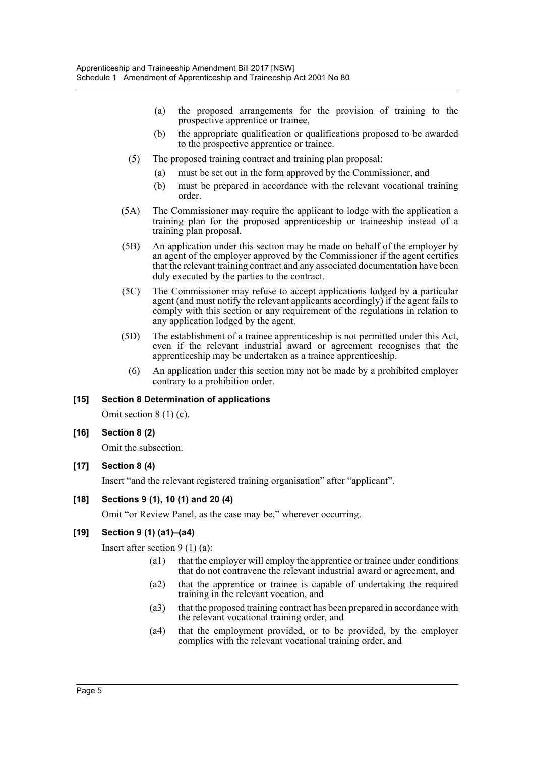(a) the proposed arrangements for the provision of training to the prospective apprentice or trainee,

(b) the appropriate qualification or qualifications proposed to be awarded to the prospective apprentice or trainee.

(5) The proposed training contract and training plan proposal:

(a) must be set out in the form approved by the Commissioner, and

(b) must be prepared in accordance with the relevant vocational training order.

(5A) The Commissioner may require the applicant to lodge with the application a training plan for the proposed apprenticeship or traineeship instead of a training plan proposal.

(5B) An application under this section may be made on behalf of the employer by an agent of the employer approved by the Commissioner if the agent certifies that the relevant training contract and any associated documentation have been duly executed by the parties to the contract.

(5C) The Commissioner may refuse to accept applications lodged by a particular agent (and must notify the relevant applicants accordingly) if the agent fails to comply with this section or any requirement of the regulations in relation to any application lodged by the agent.

(5D) The establishment of a trainee apprenticeship is not permitted under this Act, even if the relevant industrial award or agreement recognises that the apprenticeship may be undertaken as a trainee apprenticeship.

(6) An application under this section may not be made by a prohibited employer contrary to a prohibition order.

**[15] Section 8 Determination of applications**

Omit section 8 (1) (c).

**[16] Section 8 (2)**

Omit the subsection.

**[17] Section 8 (4)**

Insert "and the relevant registered training organisation" after "applicant".

**[18] Sections 9 (1), 10 (1) and 20 (4)**

Omit "or Review Panel, as the case may be," wherever occurring.

**[19] Section 9 (1) (a1)–(a4)**

Insert after section 9 (1) (a):

(a1) that the employer will employ the apprentice or trainee under conditions that do not contravene the relevant industrial award or agreement, and

(a2) that the apprentice or trainee is capable of undertaking the required training in the relevant vocation, and

(a3) that the proposed training contract has been prepared in accordance with the relevant vocational training order, and

(a4) that the employment provided, or to be provided, by the employer complies with the relevant vocational training order, and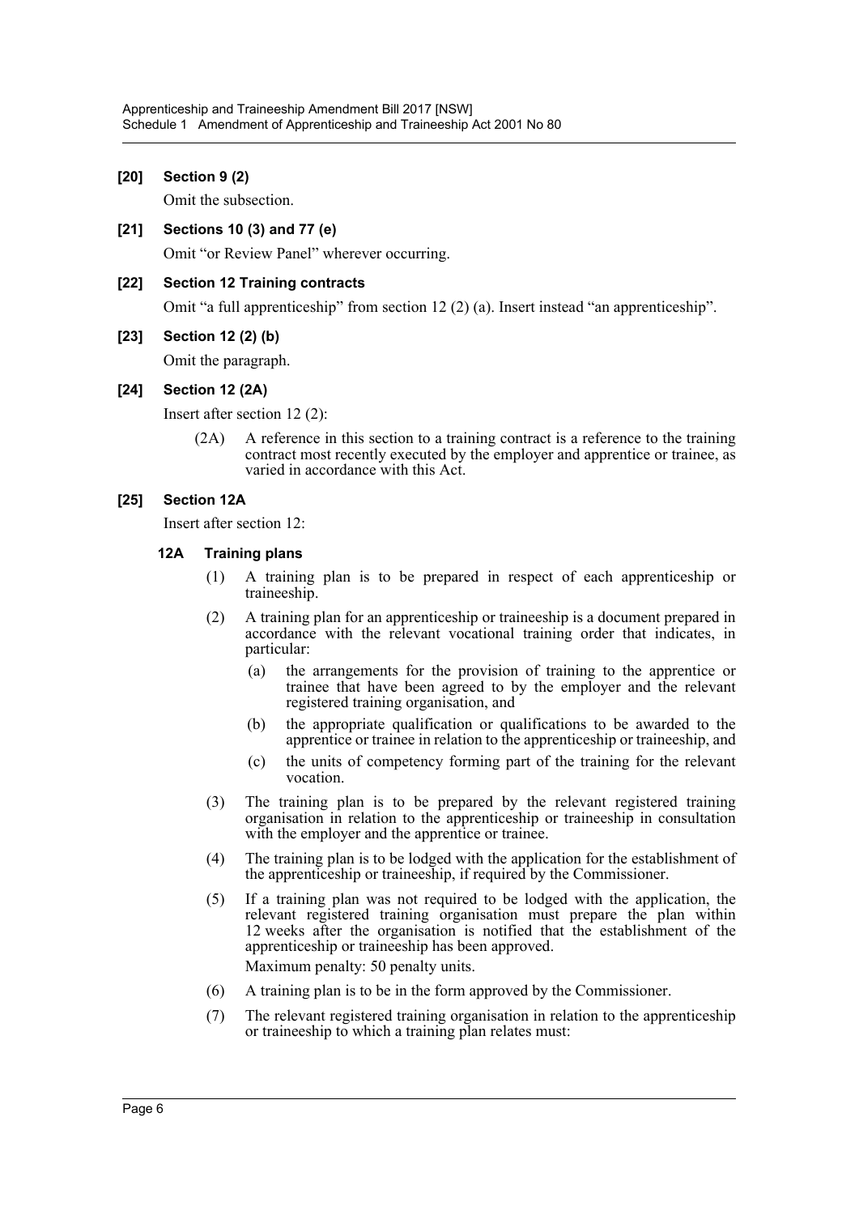**[20] Section 9 (2)**

Omit the subsection.

**[21] Sections 10 (3) and 77 (e)**

Omit "or Review Panel" wherever occurring.

**[22] Section 12 Training contracts**

Omit "a full apprenticeship" from section 12 (2) (a). Insert instead "an apprenticeship".

**[23] Section 12 (2) (b)**

Omit the paragraph.

**[24] Section 12 (2A)**

Insert after section 12 (2):

(2A) A reference in this section to a training contract is a reference to the training contract most recently executed by the employer and apprentice or trainee, as varied in accordance with this Act.

**[25] Section 12A**

Insert after section 12:

**12A Training plans**

(1) A training plan is to be prepared in respect of each apprenticeship or traineeship.

(2) A training plan for an apprenticeship or traineeship is a document prepared in accordance with the relevant vocational training order that indicates, in particular:

(a) the arrangements for the provision of training to the apprentice or trainee that have been agreed to by the employer and the relevant registered training organisation, and

(b) the appropriate qualification or qualifications to be awarded to the apprentice or trainee in relation to the apprenticeship or traineeship, and

(c) the units of competency forming part of the training for the relevant vocation.

(3) The training plan is to be prepared by the relevant registered training organisation in relation to the apprenticeship or traineeship in consultation with the employer and the apprentice or trainee.

(4) The training plan is to be lodged with the application for the establishment of the apprenticeship or traineeship, if required by the Commissioner.

(5) If a training plan was not required to be lodged with the application, the relevant registered training organisation must prepare the plan within 12 weeks after the organisation is notified that the establishment of the apprenticeship or traineeship has been approved.

Maximum penalty: 50 penalty units.

(6) A training plan is to be in the form approved by the Commissioner.

(7) The relevant registered training organisation in relation to the apprenticeship or traineeship to which a training plan relates must: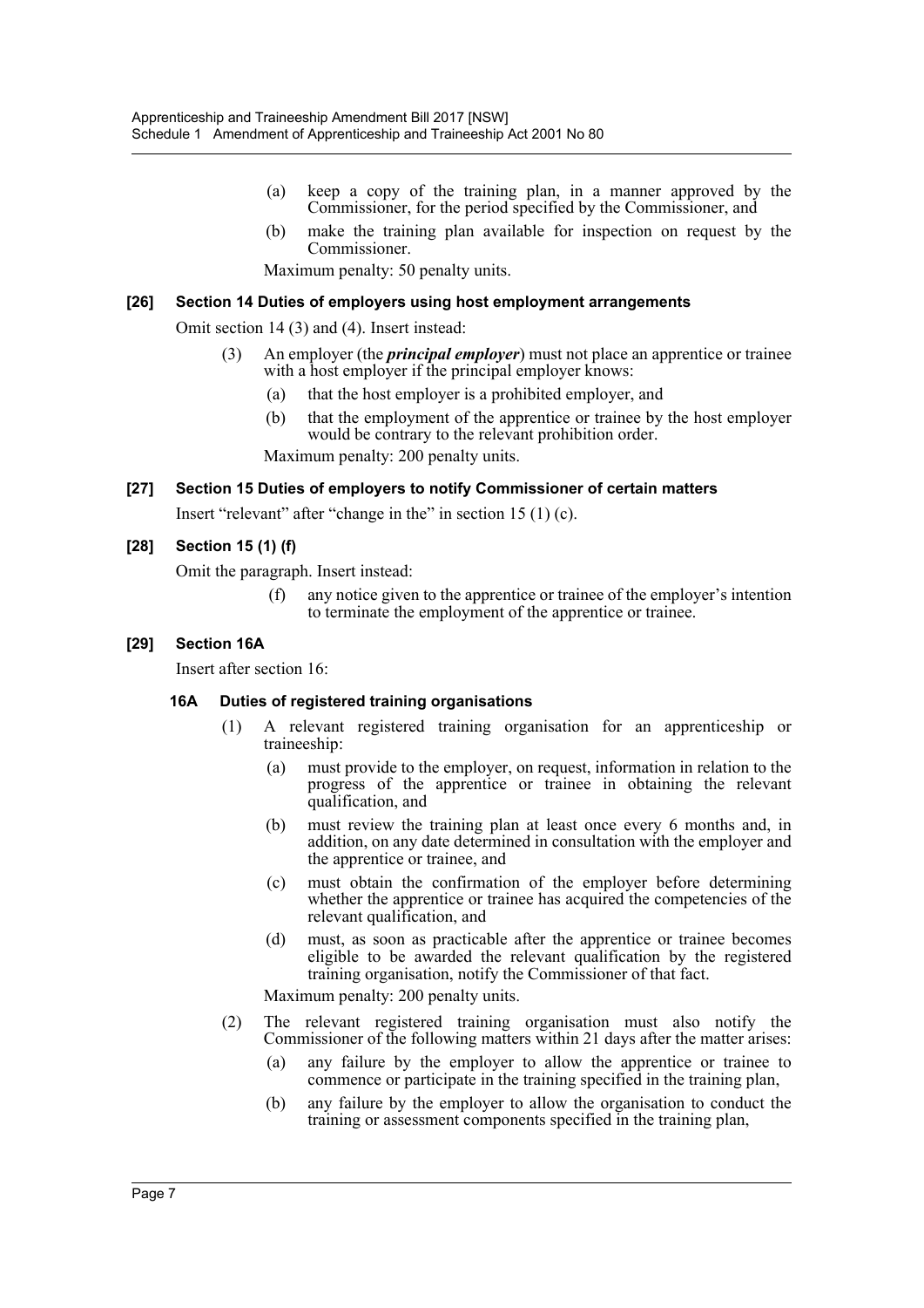(a) keep a copy of the training plan, in a manner approved by the Commissioner, for the period specified by the Commissioner, and

(b) make the training plan available for inspection on request by the Commissioner.

Maximum penalty: 50 penalty units.

### [26] Section 14 Duties of employers using host employment arrangements

Omit section 14 (3) and (4). Insert instead:

(3) An employer (the ***principal employer***) must not place an apprentice or trainee with a host employer if the principal employer knows:

(a) that the host employer is a prohibited employer, and

(b) that the employment of the apprentice or trainee by the host employer would be contrary to the relevant prohibition order.

Maximum penalty: 200 penalty units.

### [27] Section 15 Duties of employers to notify Commissioner of certain matters

Insert "relevant" after "change in the" in section 15 (1) (c).

### [28] Section 15 (1) (f)

Omit the paragraph. Insert instead:

(f) any notice given to the apprentice or trainee of the employer's intention to terminate the employment of the apprentice or trainee.

### [29] Section 16A

Insert after section 16:

#### 16A Duties of registered training organisations

(1) A relevant registered training organisation for an apprenticeship or traineeship:

(a) must provide to the employer, on request, information in relation to the progress of the apprentice or trainee in obtaining the relevant qualification, and

(b) must review the training plan at least once every 6 months and, in addition, on any date determined in consultation with the employer and the apprentice or trainee, and

(c) must obtain the confirmation of the employer before determining whether the apprentice or trainee has acquired the competencies of the relevant qualification, and

(d) must, as soon as practicable after the apprentice or trainee becomes eligible to be awarded the relevant qualification by the registered training organisation, notify the Commissioner of that fact.

Maximum penalty: 200 penalty units.

(2) The relevant registered training organisation must also notify the Commissioner of the following matters within 21 days after the matter arises:

(a) any failure by the employer to allow the apprentice or trainee to commence or participate in the training specified in the training plan,

(b) any failure by the employer to allow the organisation to conduct the training or assessment components specified in the training plan,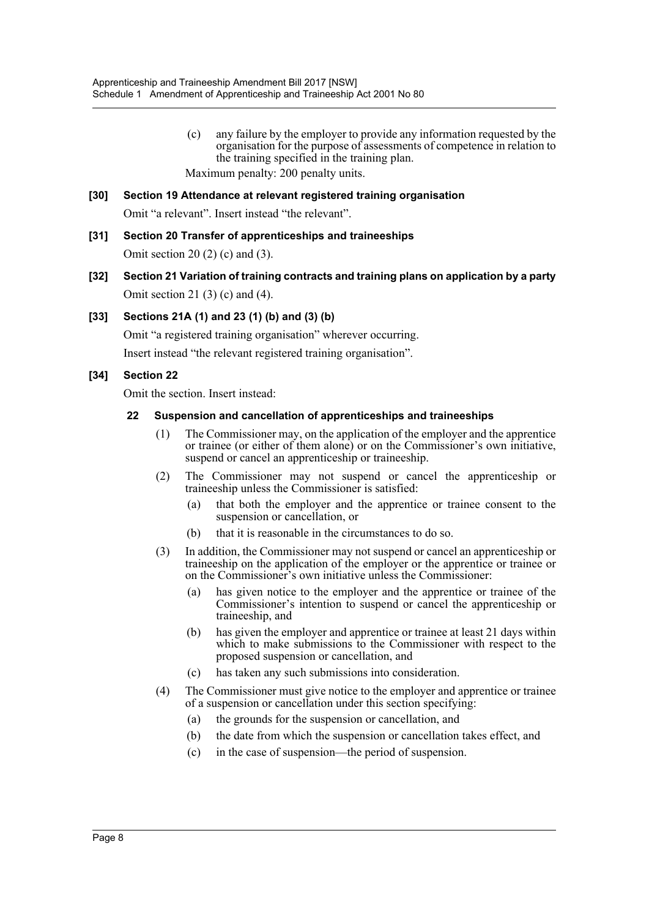(c) any failure by the employer to provide any information requested by the organisation for the purpose of assessments of competence in relation to the training specified in the training plan.

Maximum penalty: 200 penalty units.

**[30] Section 19 Attendance at relevant registered training organisation**

Omit "a relevant". Insert instead "the relevant".

**[31] Section 20 Transfer of apprenticeships and traineeships**

Omit section 20 (2) (c) and (3).

**[32] Section 21 Variation of training contracts and training plans on application by a party**

Omit section 21 (3) (c) and (4).

**[33] Sections 21A (1) and 23 (1) (b) and (3) (b)**

Omit "a registered training organisation" wherever occurring.

Insert instead "the relevant registered training organisation".

**[34] Section 22**

Omit the section. Insert instead:

**22 Suspension and cancellation of apprenticeships and traineeships**

(1) The Commissioner may, on the application of the employer and the apprentice or trainee (or either of them alone) or on the Commissioner's own initiative, suspend or cancel an apprenticeship or traineeship.

(2) The Commissioner may not suspend or cancel the apprenticeship or traineeship unless the Commissioner is satisfied:

(a) that both the employer and the apprentice or trainee consent to the suspension or cancellation, or

(b) that it is reasonable in the circumstances to do so.

(3) In addition, the Commissioner may not suspend or cancel an apprenticeship or traineeship on the application of the employer or the apprentice or trainee or on the Commissioner's own initiative unless the Commissioner:

(a) has given notice to the employer and the apprentice or trainee of the Commissioner's intention to suspend or cancel the apprenticeship or traineeship, and

(b) has given the employer and apprentice or trainee at least 21 days within which to make submissions to the Commissioner with respect to the proposed suspension or cancellation, and

(c) has taken any such submissions into consideration.

(4) The Commissioner must give notice to the employer and apprentice or trainee of a suspension or cancellation under this section specifying:

(a) the grounds for the suspension or cancellation, and

(b) the date from which the suspension or cancellation takes effect, and

(c) in the case of suspension—the period of suspension.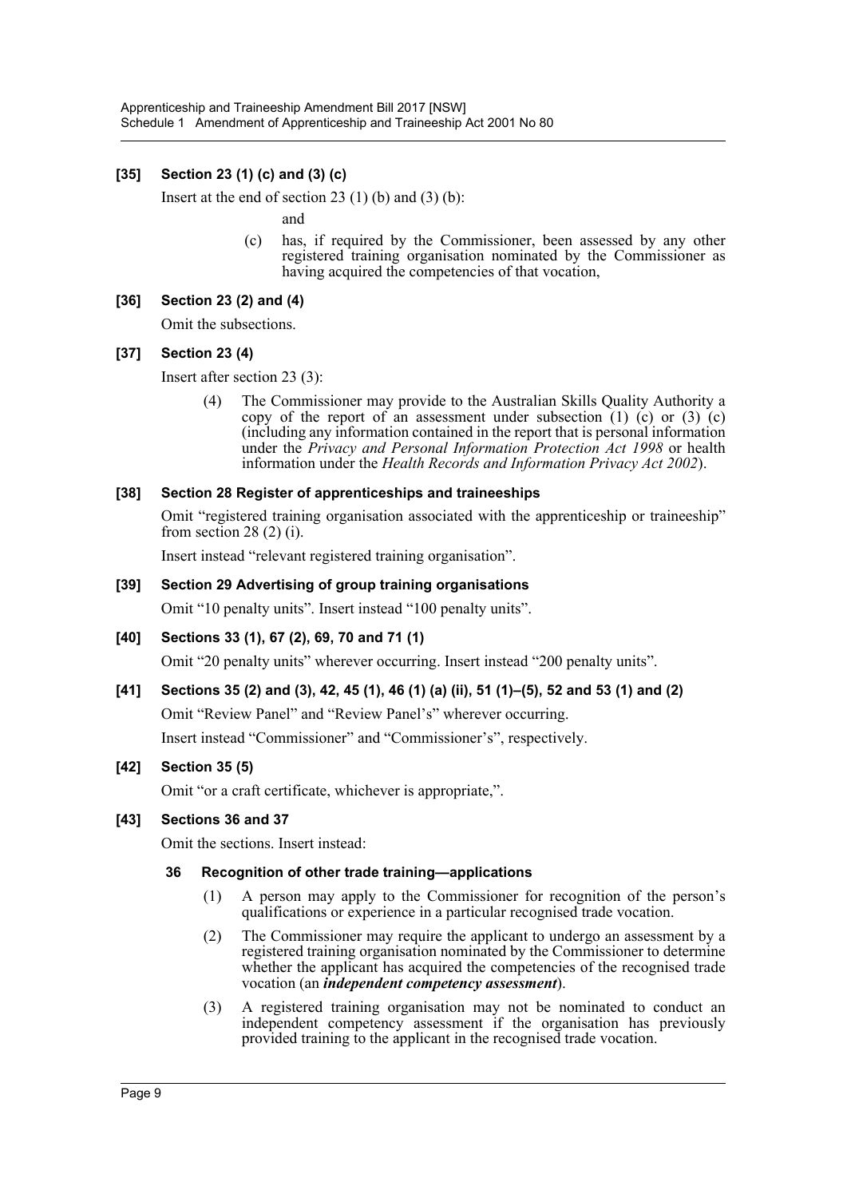### [35] Section 23 (1) (c) and (3) (c)

Insert at the end of section 23 (1) (b) and (3) (b):

and

(c) has, if required by the Commissioner, been assessed by any other registered training organisation nominated by the Commissioner as having acquired the competencies of that vocation,

### [36] Section 23 (2) and (4)

Omit the subsections.

### [37] Section 23 (4)

Insert after section 23 (3):

(4) The Commissioner may provide to the Australian Skills Quality Authority a copy of the report of an assessment under subsection (1) (c) or (3) (c) (including any information contained in the report that is personal information under the *Privacy and Personal Information Protection Act 1998* or health information under the *Health Records and Information Privacy Act 2002*).

### [38] Section 28 Register of apprenticeships and traineeships

Omit "registered training organisation associated with the apprenticeship or traineeship" from section 28 (2) (i).

Insert instead "relevant registered training organisation".

### [39] Section 29 Advertising of group training organisations

Omit "10 penalty units". Insert instead "100 penalty units".

### [40] Sections 33 (1), 67 (2), 69, 70 and 71 (1)

Omit "20 penalty units" wherever occurring. Insert instead "200 penalty units".

### [41] Sections 35 (2) and (3), 42, 45 (1), 46 (1) (a) (ii), 51 (1)–(5), 52 and 53 (1) and (2)

Omit "Review Panel" and "Review Panel's" wherever occurring.

Insert instead "Commissioner" and "Commissioner's", respectively.

### [42] Section 35 (5)

Omit "or a craft certificate, whichever is appropriate,".

### [43] Sections 36 and 37

Omit the sections. Insert instead:

#### 36 Recognition of other trade training—applications

(1) A person may apply to the Commissioner for recognition of the person's qualifications or experience in a particular recognised trade vocation.

(2) The Commissioner may require the applicant to undergo an assessment by a registered training organisation nominated by the Commissioner to determine whether the applicant has acquired the competencies of the recognised trade vocation (an ***independent competency assessment***).

(3) A registered training organisation may not be nominated to conduct an independent competency assessment if the organisation has previously provided training to the applicant in the recognised trade vocation.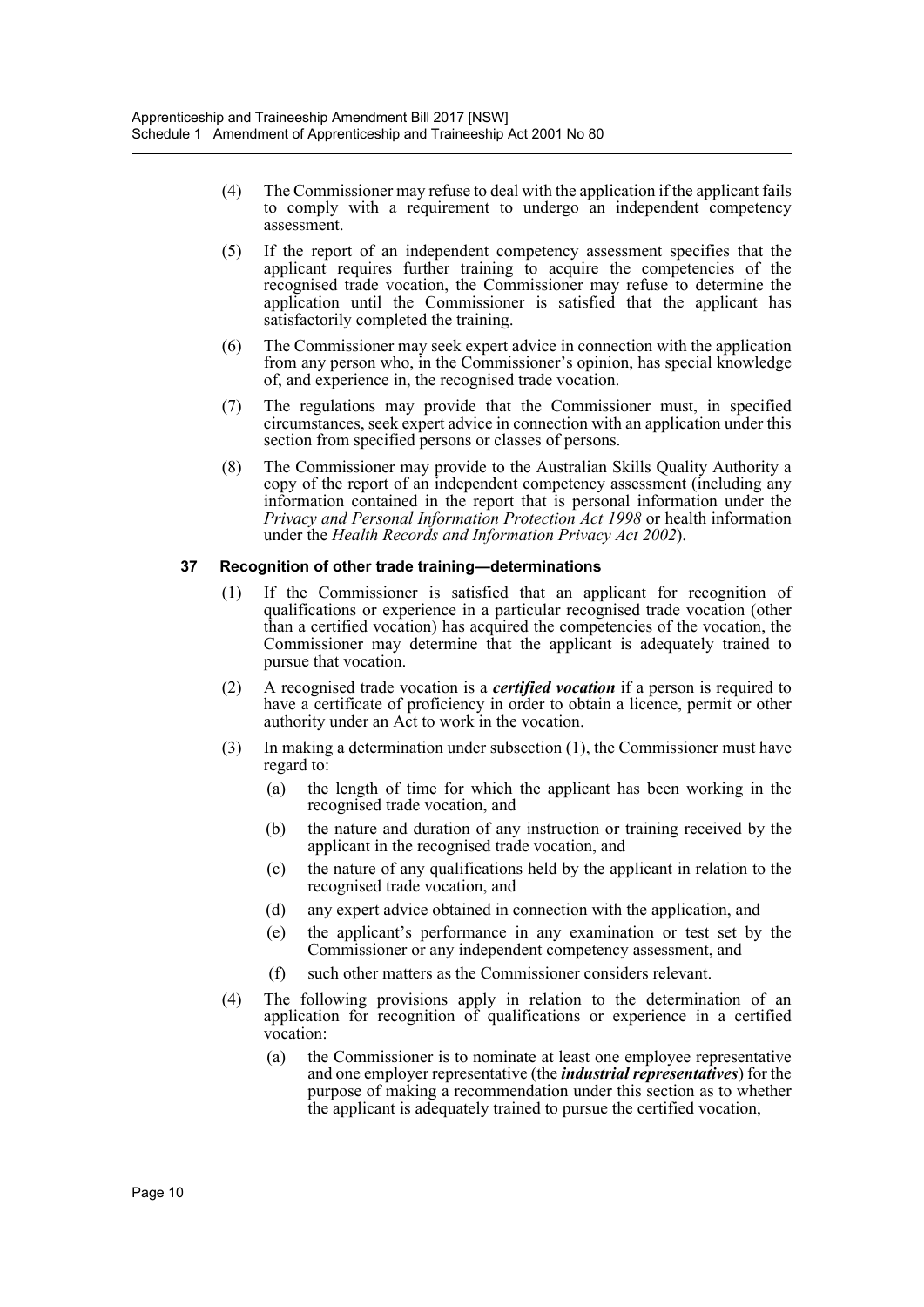(4) The Commissioner may refuse to deal with the application if the applicant fails to comply with a requirement to undergo an independent competency assessment.

(5) If the report of an independent competency assessment specifies that the applicant requires further training to acquire the competencies of the recognised trade vocation, the Commissioner may refuse to determine the application until the Commissioner is satisfied that the applicant has satisfactorily completed the training.

(6) The Commissioner may seek expert advice in connection with the application from any person who, in the Commissioner's opinion, has special knowledge of, and experience in, the recognised trade vocation.

(7) The regulations may provide that the Commissioner must, in specified circumstances, seek expert advice in connection with an application under this section from specified persons or classes of persons.

(8) The Commissioner may provide to the Australian Skills Quality Authority a copy of the report of an independent competency assessment (including any information contained in the report that is personal information under the *Privacy and Personal Information Protection Act 1998* or health information under the *Health Records and Information Privacy Act 2002*).

### 37 Recognition of other trade training—determinations

(1) If the Commissioner is satisfied that an applicant for recognition of qualifications or experience in a particular recognised trade vocation (other than a certified vocation) has acquired the competencies of the vocation, the Commissioner may determine that the applicant is adequately trained to pursue that vocation.

(2) A recognised trade vocation is a ***certified vocation*** if a person is required to have a certificate of proficiency in order to obtain a licence, permit or other authority under an Act to work in the vocation.

(3) In making a determination under subsection (1), the Commissioner must have regard to:

- (a) the length of time for which the applicant has been working in the recognised trade vocation, and
- (b) the nature and duration of any instruction or training received by the applicant in the recognised trade vocation, and
- (c) the nature of any qualifications held by the applicant in relation to the recognised trade vocation, and
- (d) any expert advice obtained in connection with the application, and
- (e) the applicant's performance in any examination or test set by the Commissioner or any independent competency assessment, and
- (f) such other matters as the Commissioner considers relevant.

(4) The following provisions apply in relation to the determination of an application for recognition of qualifications or experience in a certified vocation:

- (a) the Commissioner is to nominate at least one employee representative and one employer representative (the ***industrial representatives***) for the purpose of making a recommendation under this section as to whether the applicant is adequately trained to pursue the certified vocation,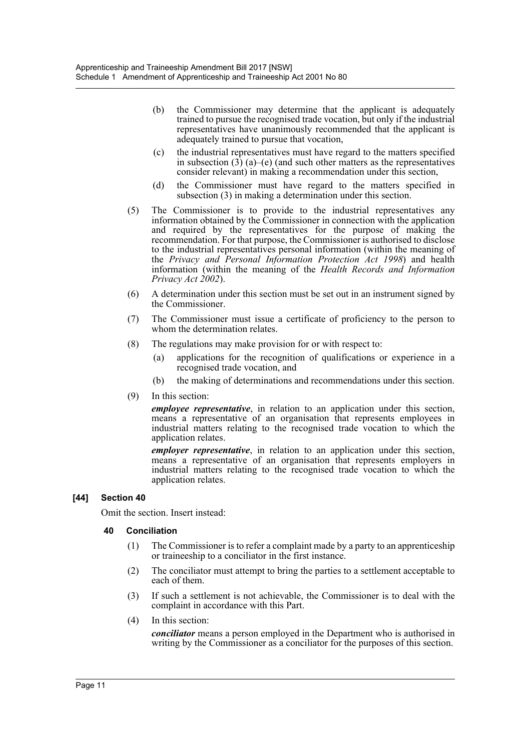(b) the Commissioner may determine that the applicant is adequately trained to pursue the recognised trade vocation, but only if the industrial representatives have unanimously recommended that the applicant is adequately trained to pursue that vocation,

(c) the industrial representatives must have regard to the matters specified in subsection (3) (a)–(e) (and such other matters as the representatives consider relevant) in making a recommendation under this section,

(d) the Commissioner must have regard to the matters specified in subsection (3) in making a determination under this section.

(5) The Commissioner is to provide to the industrial representatives any information obtained by the Commissioner in connection with the application and required by the representatives for the purpose of making the recommendation. For that purpose, the Commissioner is authorised to disclose to the industrial representatives personal information (within the meaning of the *Privacy and Personal Information Protection Act 1998*) and health information (within the meaning of the *Health Records and Information Privacy Act 2002*).

(6) A determination under this section must be set out in an instrument signed by the Commissioner.

(7) The Commissioner must issue a certificate of proficiency to the person to whom the determination relates.

(8) The regulations may make provision for or with respect to:

(a) applications for the recognition of qualifications or experience in a recognised trade vocation, and

(b) the making of determinations and recommendations under this section.

(9) In this section:

***employee representative***, in relation to an application under this section, means a representative of an organisation that represents employees in industrial matters relating to the recognised trade vocation to which the application relates.

***employer representative***, in relation to an application under this section, means a representative of an organisation that represents employers in industrial matters relating to the recognised trade vocation to which the application relates.

### [44] Section 40

Omit the section. Insert instead:

#### 40 Conciliation

(1) The Commissioner is to refer a complaint made by a party to an apprenticeship or traineeship to a conciliator in the first instance.

(2) The conciliator must attempt to bring the parties to a settlement acceptable to each of them.

(3) If such a settlement is not achievable, the Commissioner is to deal with the complaint in accordance with this Part.

(4) In this section:

***conciliator*** means a person employed in the Department who is authorised in writing by the Commissioner as a conciliator for the purposes of this section.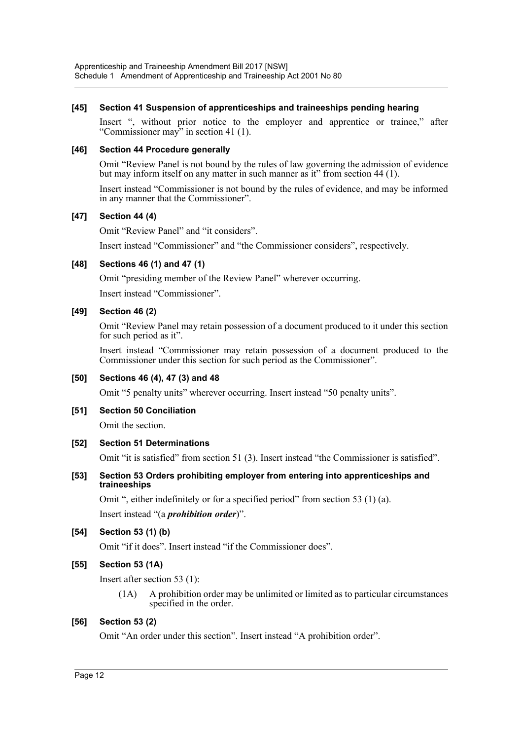#### [45] Section 41 Suspension of apprenticeships and traineeships pending hearing

Insert ", without prior notice to the employer and apprentice or trainee," after "Commissioner may" in section 41 (1).

#### [46] Section 44 Procedure generally

Omit "Review Panel is not bound by the rules of law governing the admission of evidence but may inform itself on any matter in such manner as it" from section 44 (1).

Insert instead "Commissioner is not bound by the rules of evidence, and may be informed in any manner that the Commissioner".

#### [47] Section 44 (4)

Omit "Review Panel" and "it considers".

Insert instead "Commissioner" and "the Commissioner considers", respectively.

#### [48] Sections 46 (1) and 47 (1)

Omit "presiding member of the Review Panel" wherever occurring.

Insert instead "Commissioner".

#### [49] Section 46 (2)

Omit "Review Panel may retain possession of a document produced to it under this section for such period as it".

Insert instead "Commissioner may retain possession of a document produced to the Commissioner under this section for such period as the Commissioner".

#### [50] Sections 46 (4), 47 (3) and 48

Omit "5 penalty units" wherever occurring. Insert instead "50 penalty units".

#### [51] Section 50 Conciliation

Omit the section.

#### [52] Section 51 Determinations

Omit "it is satisfied" from section 51 (3). Insert instead "the Commissioner is satisfied".

#### [53] Section 53 Orders prohibiting employer from entering into apprenticeships and traineeships

Omit ", either indefinitely or for a specified period" from section 53 (1) (a).

Insert instead "(a ***prohibition order***)".

#### [54] Section 53 (1) (b)

Omit "if it does". Insert instead "if the Commissioner does".

#### [55] Section 53 (1A)

Insert after section 53 (1):

> (1A) A prohibition order may be unlimited or limited as to particular circumstances specified in the order.

#### [56] Section 53 (2)

Omit "An order under this section". Insert instead "A prohibition order".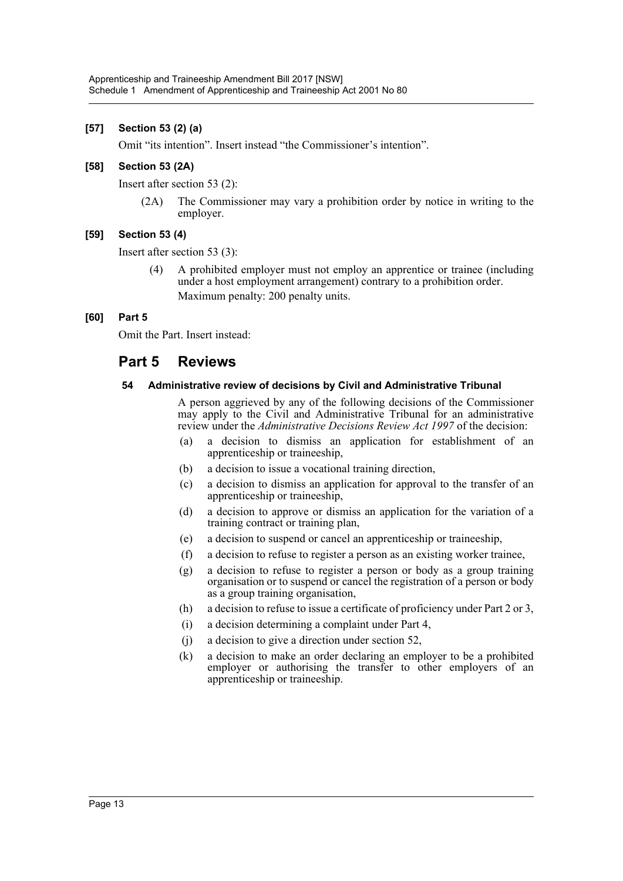**[57] Section 53 (2) (a)**

Omit "its intention". Insert instead "the Commissioner's intention".

**[58] Section 53 (2A)**

Insert after section 53 (2):

(2A) The Commissioner may vary a prohibition order by notice in writing to the employer.

**[59] Section 53 (4)**

Insert after section 53 (3):

(4) A prohibited employer must not employ an apprentice or trainee (including under a host employment arrangement) contrary to a prohibition order.

Maximum penalty: 200 penalty units.

**[60] Part 5**

Omit the Part. Insert instead:

## Part 5 Reviews

### 54 Administrative review of decisions by Civil and Administrative Tribunal

A person aggrieved by any of the following decisions of the Commissioner may apply to the Civil and Administrative Tribunal for an administrative review under the *Administrative Decisions Review Act 1997* of the decision:

(a) a decision to dismiss an application for establishment of an apprenticeship or traineeship,

(b) a decision to issue a vocational training direction,

(c) a decision to dismiss an application for approval to the transfer of an apprenticeship or traineeship,

(d) a decision to approve or dismiss an application for the variation of a training contract or training plan,

(e) a decision to suspend or cancel an apprenticeship or traineeship,

(f) a decision to refuse to register a person as an existing worker trainee,

(g) a decision to refuse to register a person or body as a group training organisation or to suspend or cancel the registration of a person or body as a group training organisation,

(h) a decision to refuse to issue a certificate of proficiency under Part 2 or 3,

(i) a decision determining a complaint under Part 4,

(j) a decision to give a direction under section 52,

(k) a decision to make an order declaring an employer to be a prohibited employer or authorising the transfer to other employers of an apprenticeship or traineeship.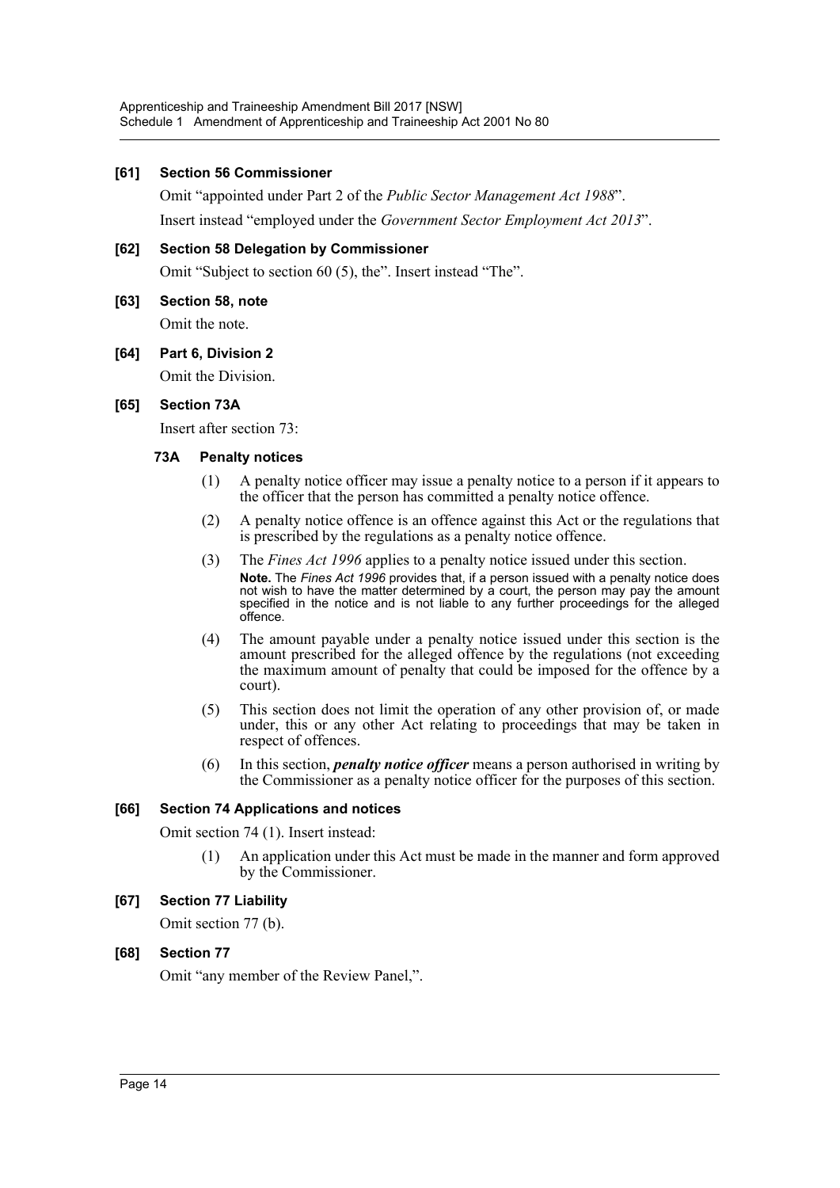### [61] Section 56 Commissioner

Omit "appointed under Part 2 of the *Public Sector Management Act 1988*".

Insert instead "employed under the *Government Sector Employment Act 2013*".

### [62] Section 58 Delegation by Commissioner

Omit "Subject to section 60 (5), the". Insert instead "The".

### [63] Section 58, note

Omit the note.

### [64] Part 6, Division 2

Omit the Division.

### [65] Section 73A

Insert after section 73:

#### 73A Penalty notices

(1) A penalty notice officer may issue a penalty notice to a person if it appears to the officer that the person has committed a penalty notice offence.

(2) A penalty notice offence is an offence against this Act or the regulations that is prescribed by the regulations as a penalty notice offence.

(3) The *Fines Act 1996* applies to a penalty notice issued under this section.

**Note.** The *Fines Act 1996* provides that, if a person issued with a penalty notice does not wish to have the matter determined by a court, the person may pay the amount specified in the notice and is not liable to any further proceedings for the alleged offence.

(4) The amount payable under a penalty notice issued under this section is the amount prescribed for the alleged offence by the regulations (not exceeding the maximum amount of penalty that could be imposed for the offence by a court).

(5) This section does not limit the operation of any other provision of, or made under, this or any other Act relating to proceedings that may be taken in respect of offences.

(6) In this section, ***penalty notice officer*** means a person authorised in writing by the Commissioner as a penalty notice officer for the purposes of this section.

### [66] Section 74 Applications and notices

Omit section 74 (1). Insert instead:

(1) An application under this Act must be made in the manner and form approved by the Commissioner.

### [67] Section 77 Liability

Omit section 77 (b).

### [68] Section 77

Omit "any member of the Review Panel,".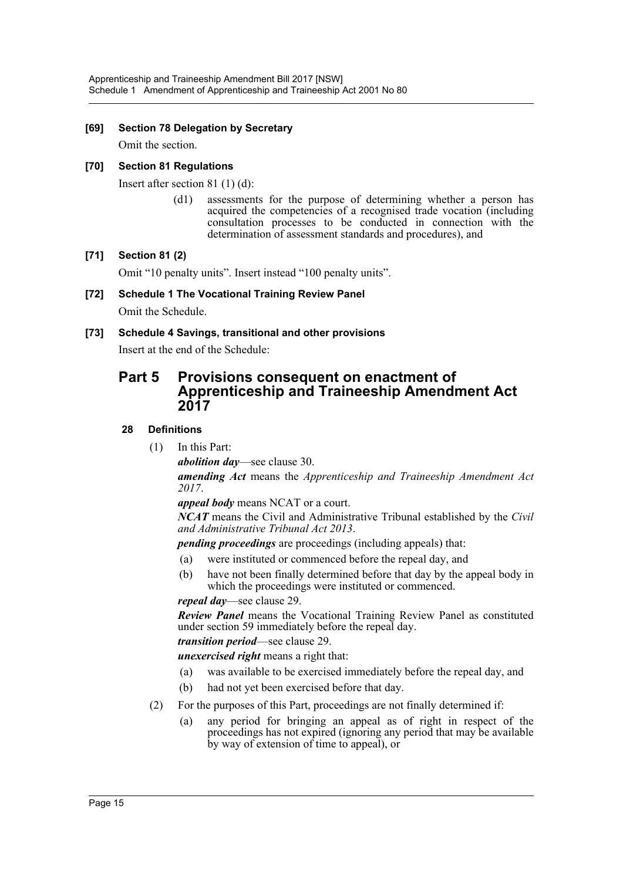### [69] Section 78 Delegation by Secretary

Omit the section.

### [70] Section 81 Regulations

Insert after section 81 (1) (d):

> (d1) assessments for the purpose of determining whether a person has acquired the competencies of a recognised trade vocation (including consultation processes to be conducted in connection with the determination of assessment standards and procedures), and

### [71] Section 81 (2)

Omit "10 penalty units". Insert instead "100 penalty units".

### [72] Schedule 1 The Vocational Training Review Panel

Omit the Schedule.

### [73] Schedule 4 Savings, transitional and other provisions

Insert at the end of the Schedule:

## Part 5 Provisions consequent on enactment of Apprenticeship and Traineeship Amendment Act 2017

### 28 Definitions

(1) In this Part:

***abolition day***—see clause 30.

***amending Act*** means the *Apprenticeship and Traineeship Amendment Act 2017*.

***appeal body*** means NCAT or a court.

***NCAT*** means the Civil and Administrative Tribunal established by the *Civil and Administrative Tribunal Act 2013*.

***pending proceedings*** are proceedings (including appeals) that:

(a) were instituted or commenced before the repeal day, and

(b) have not been finally determined before that day by the appeal body in which the proceedings were instituted or commenced.

***repeal day***—see clause 29.

***Review Panel*** means the Vocational Training Review Panel as constituted under section 59 immediately before the repeal day.

***transition period***—see clause 29.

***unexercised right*** means a right that:

(a) was available to be exercised immediately before the repeal day, and

(b) had not yet been exercised before that day.

(2) For the purposes of this Part, proceedings are not finally determined if:

(a) any period for bringing an appeal as of right in respect of the proceedings has not expired (ignoring any period that may be available by way of extension of time to appeal), or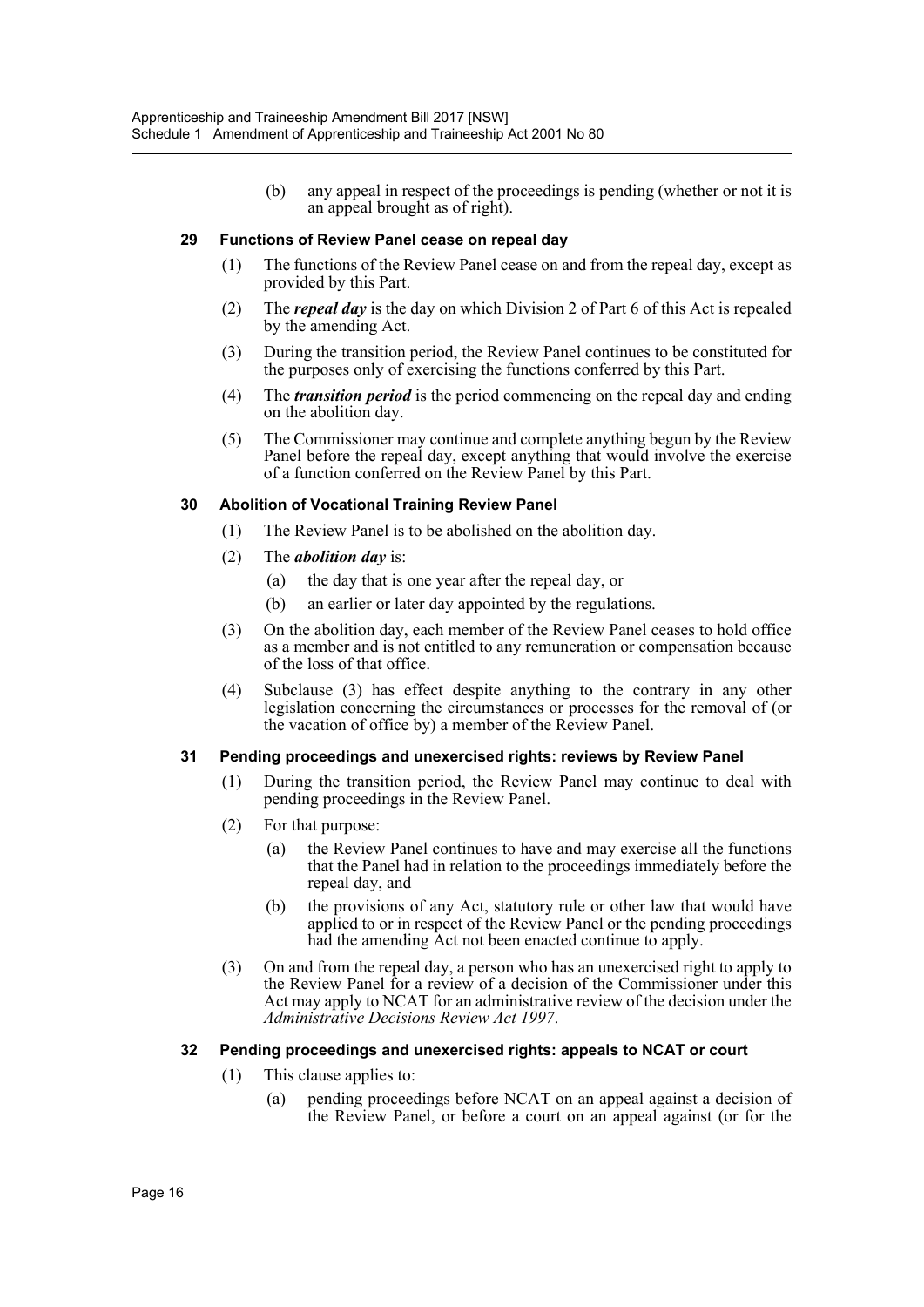(b) any appeal in respect of the proceedings is pending (whether or not it is an appeal brought as of right).

### 29 Functions of Review Panel cease on repeal day

(1) The functions of the Review Panel cease on and from the repeal day, except as provided by this Part.

(2) The ***repeal day*** is the day on which Division 2 of Part 6 of this Act is repealed by the amending Act.

(3) During the transition period, the Review Panel continues to be constituted for the purposes only of exercising the functions conferred by this Part.

(4) The ***transition period*** is the period commencing on the repeal day and ending on the abolition day.

(5) The Commissioner may continue and complete anything begun by the Review Panel before the repeal day, except anything that would involve the exercise of a function conferred on the Review Panel by this Part.

### 30 Abolition of Vocational Training Review Panel

(1) The Review Panel is to be abolished on the abolition day.

(2) The ***abolition day*** is:

(a) the day that is one year after the repeal day, or

(b) an earlier or later day appointed by the regulations.

(3) On the abolition day, each member of the Review Panel ceases to hold office as a member and is not entitled to any remuneration or compensation because of the loss of that office.

(4) Subclause (3) has effect despite anything to the contrary in any other legislation concerning the circumstances or processes for the removal of (or the vacation of office by) a member of the Review Panel.

### 31 Pending proceedings and unexercised rights: reviews by Review Panel

(1) During the transition period, the Review Panel may continue to deal with pending proceedings in the Review Panel.

(2) For that purpose:

(a) the Review Panel continues to have and may exercise all the functions that the Panel had in relation to the proceedings immediately before the repeal day, and

(b) the provisions of any Act, statutory rule or other law that would have applied to or in respect of the Review Panel or the pending proceedings had the amending Act not been enacted continue to apply.

(3) On and from the repeal day, a person who has an unexercised right to apply to the Review Panel for a review of a decision of the Commissioner under this Act may apply to NCAT for an administrative review of the decision under the *Administrative Decisions Review Act 1997*.

### 32 Pending proceedings and unexercised rights: appeals to NCAT or court

(1) This clause applies to:

(a) pending proceedings before NCAT on an appeal against a decision of the Review Panel, or before a court on an appeal against (or for the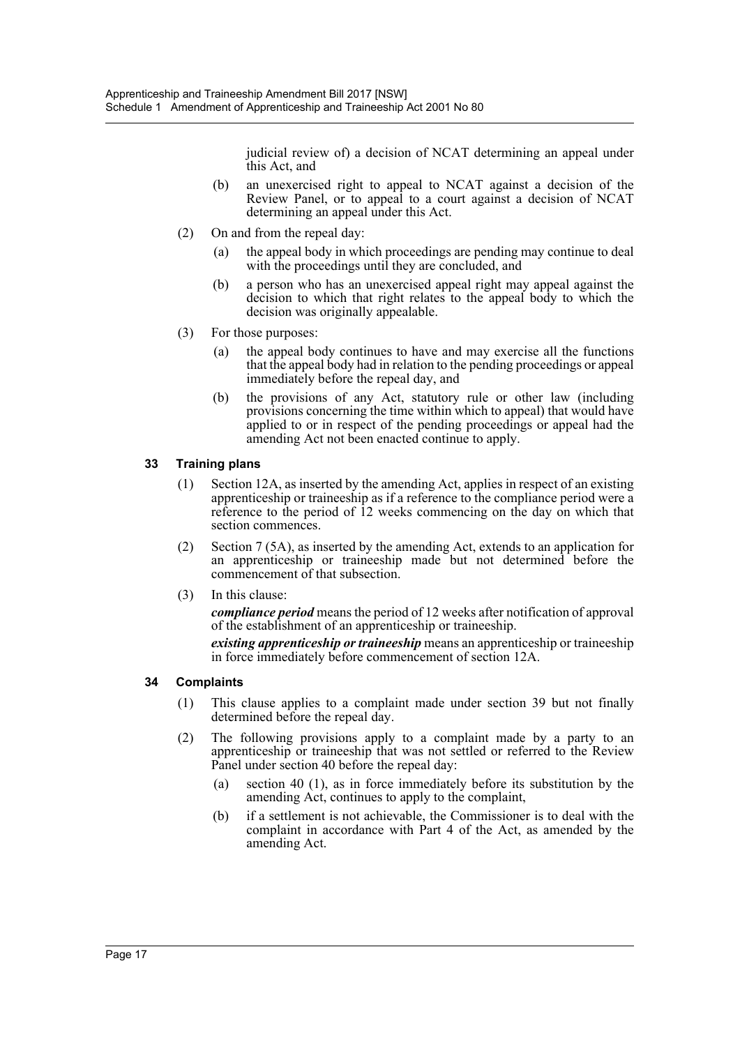judicial review of) a decision of NCAT determining an appeal under this Act, and

(b) an unexercised right to appeal to NCAT against a decision of the Review Panel, or to appeal to a court against a decision of NCAT determining an appeal under this Act.

(2) On and from the repeal day:

(a) the appeal body in which proceedings are pending may continue to deal with the proceedings until they are concluded, and

(b) a person who has an unexercised appeal right may appeal against the decision to which that right relates to the appeal body to which the decision was originally appealable.

(3) For those purposes:

(a) the appeal body continues to have and may exercise all the functions that the appeal body had in relation to the pending proceedings or appeal immediately before the repeal day, and

(b) the provisions of any Act, statutory rule or other law (including provisions concerning the time within which to appeal) that would have applied to or in respect of the pending proceedings or appeal had the amending Act not been enacted continue to apply.

### 33 Training plans

(1) Section 12A, as inserted by the amending Act, applies in respect of an existing apprenticeship or traineeship as if a reference to the compliance period were a reference to the period of 12 weeks commencing on the day on which that section commences.

(2) Section 7 (5A), as inserted by the amending Act, extends to an application for an apprenticeship or traineeship made but not determined before the commencement of that subsection.

(3) In this clause:

***compliance period*** means the period of 12 weeks after notification of approval of the establishment of an apprenticeship or traineeship.

***existing apprenticeship or traineeship*** means an apprenticeship or traineeship in force immediately before commencement of section 12A.

### 34 Complaints

(1) This clause applies to a complaint made under section 39 but not finally determined before the repeal day.

(2) The following provisions apply to a complaint made by a party to an apprenticeship or traineeship that was not settled or referred to the Review Panel under section 40 before the repeal day:

(a) section 40 (1), as in force immediately before its substitution by the amending Act, continues to apply to the complaint,

(b) if a settlement is not achievable, the Commissioner is to deal with the complaint in accordance with Part 4 of the Act, as amended by the amending Act.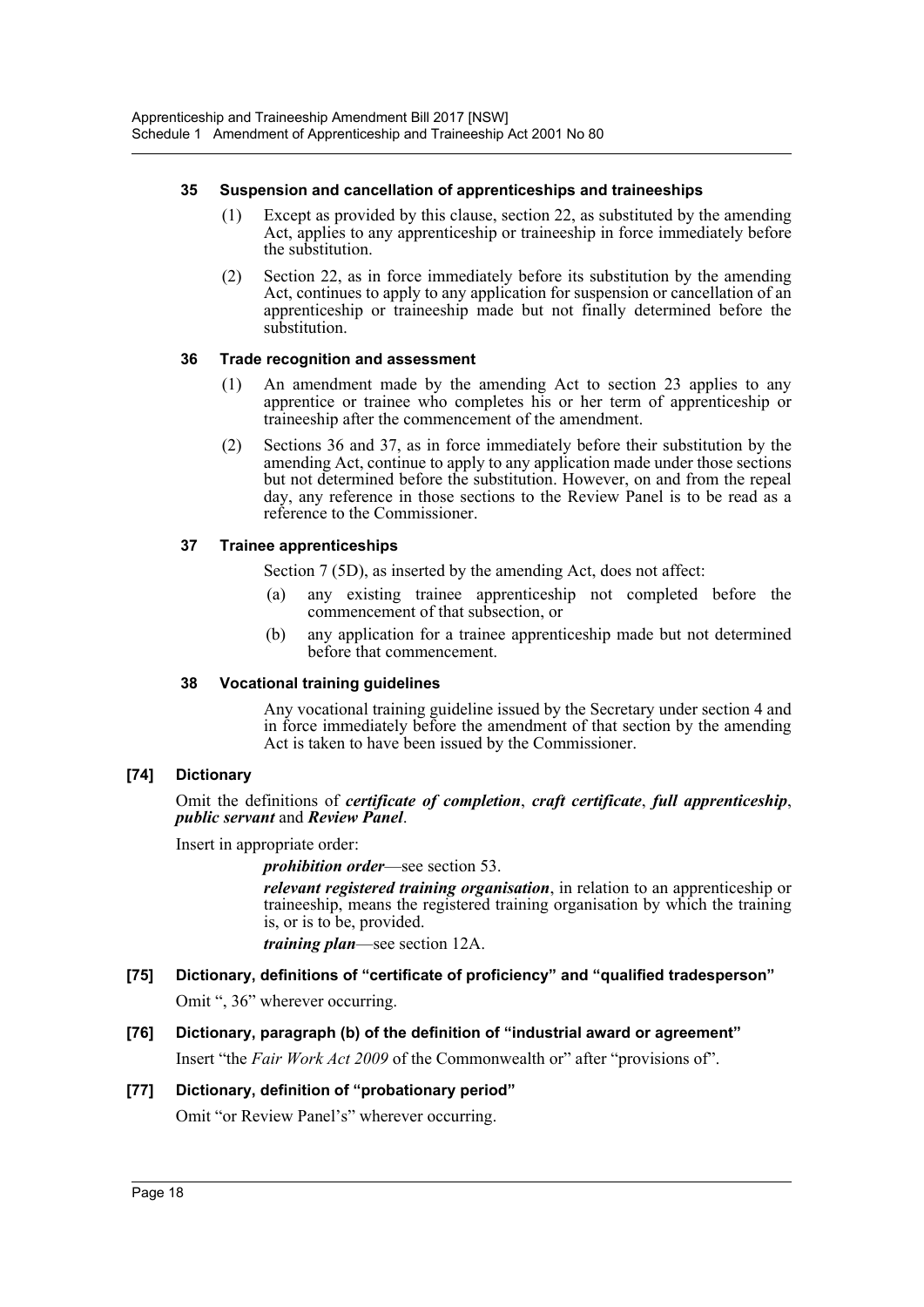#### 35 Suspension and cancellation of apprenticeships and traineeships

(1) Except as provided by this clause, section 22, as substituted by the amending Act, applies to any apprenticeship or traineeship in force immediately before the substitution.

(2) Section 22, as in force immediately before its substitution by the amending Act, continues to apply to any application for suspension or cancellation of an apprenticeship or traineeship made but not finally determined before the substitution.

#### 36 Trade recognition and assessment

(1) An amendment made by the amending Act to section 23 applies to any apprentice or trainee who completes his or her term of apprenticeship or traineeship after the commencement of the amendment.

(2) Sections 36 and 37, as in force immediately before their substitution by the amending Act, continue to apply to any application made under those sections but not determined before the substitution. However, on and from the repeal day, any reference in those sections to the Review Panel is to be read as a reference to the Commissioner.

#### 37 Trainee apprenticeships

Section 7 (5D), as inserted by the amending Act, does not affect:

(a) any existing trainee apprenticeship not completed before the commencement of that subsection, or

(b) any application for a trainee apprenticeship made but not determined before that commencement.

#### 38 Vocational training guidelines

Any vocational training guideline issued by the Secretary under section 4 and in force immediately before the amendment of that section by the amending Act is taken to have been issued by the Commissioner.

### [74] Dictionary

Omit the definitions of ***certificate of completion***, ***craft certificate***, ***full apprenticeship***, ***public servant*** and ***Review Panel***.

Insert in appropriate order:

***prohibition order***—see section 53.

***relevant registered training organisation***, in relation to an apprenticeship or traineeship, means the registered training organisation by which the training is, or is to be, provided.

***training plan***—see section 12A.

### [75] Dictionary, definitions of "certificate of proficiency" and "qualified tradesperson"

Omit ", 36" wherever occurring.

### [76] Dictionary, paragraph (b) of the definition of "industrial award or agreement"

Insert "the *Fair Work Act 2009* of the Commonwealth or" after "provisions of".

### [77] Dictionary, definition of "probationary period"

Omit "or Review Panel's" wherever occurring.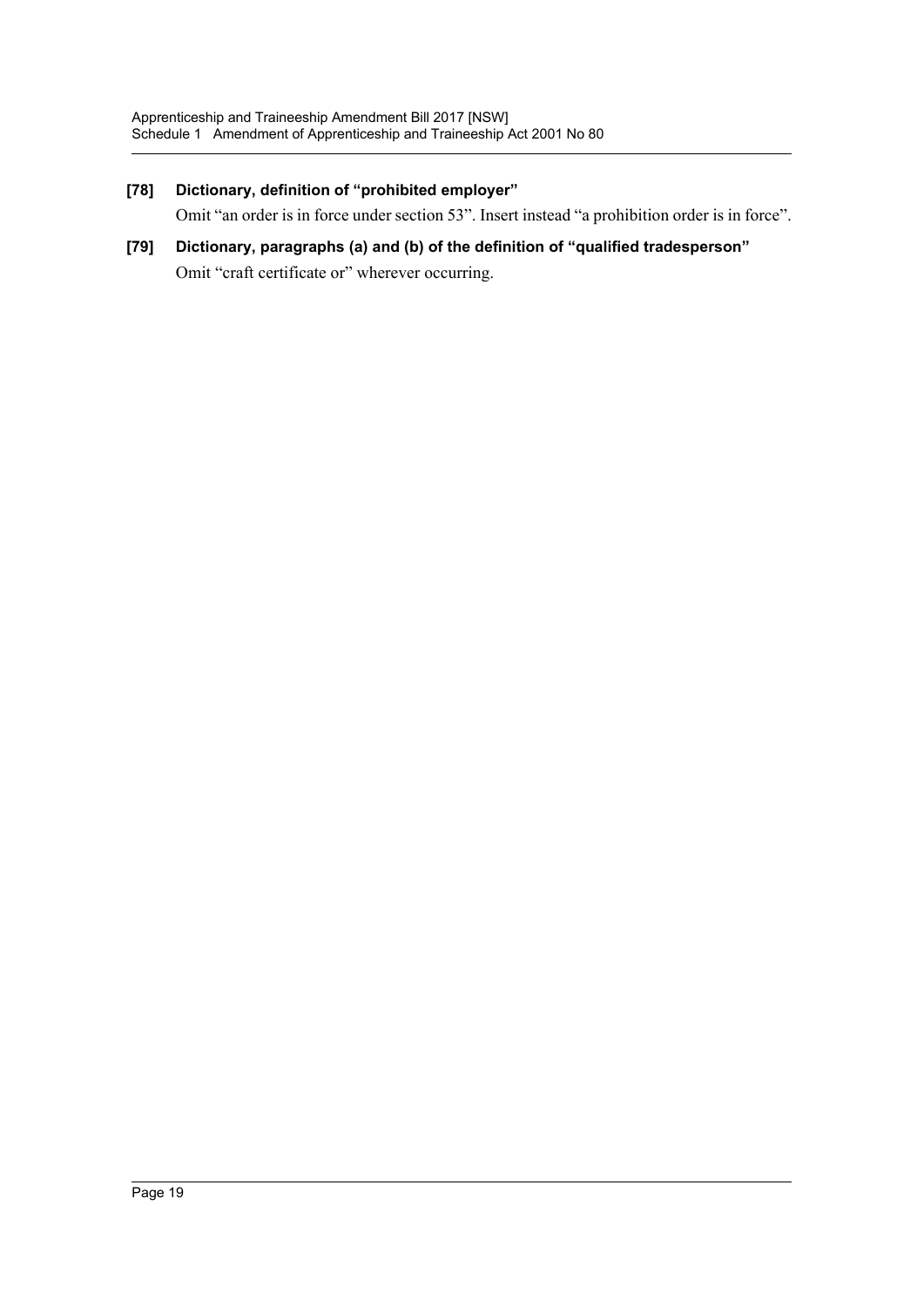**[78] Dictionary, definition of "prohibited employer"**

Omit "an order is in force under section 53". Insert instead "a prohibition order is in force".

**[79] Dictionary, paragraphs (a) and (b) of the definition of "qualified tradesperson"**

Omit "craft certificate or" wherever occurring.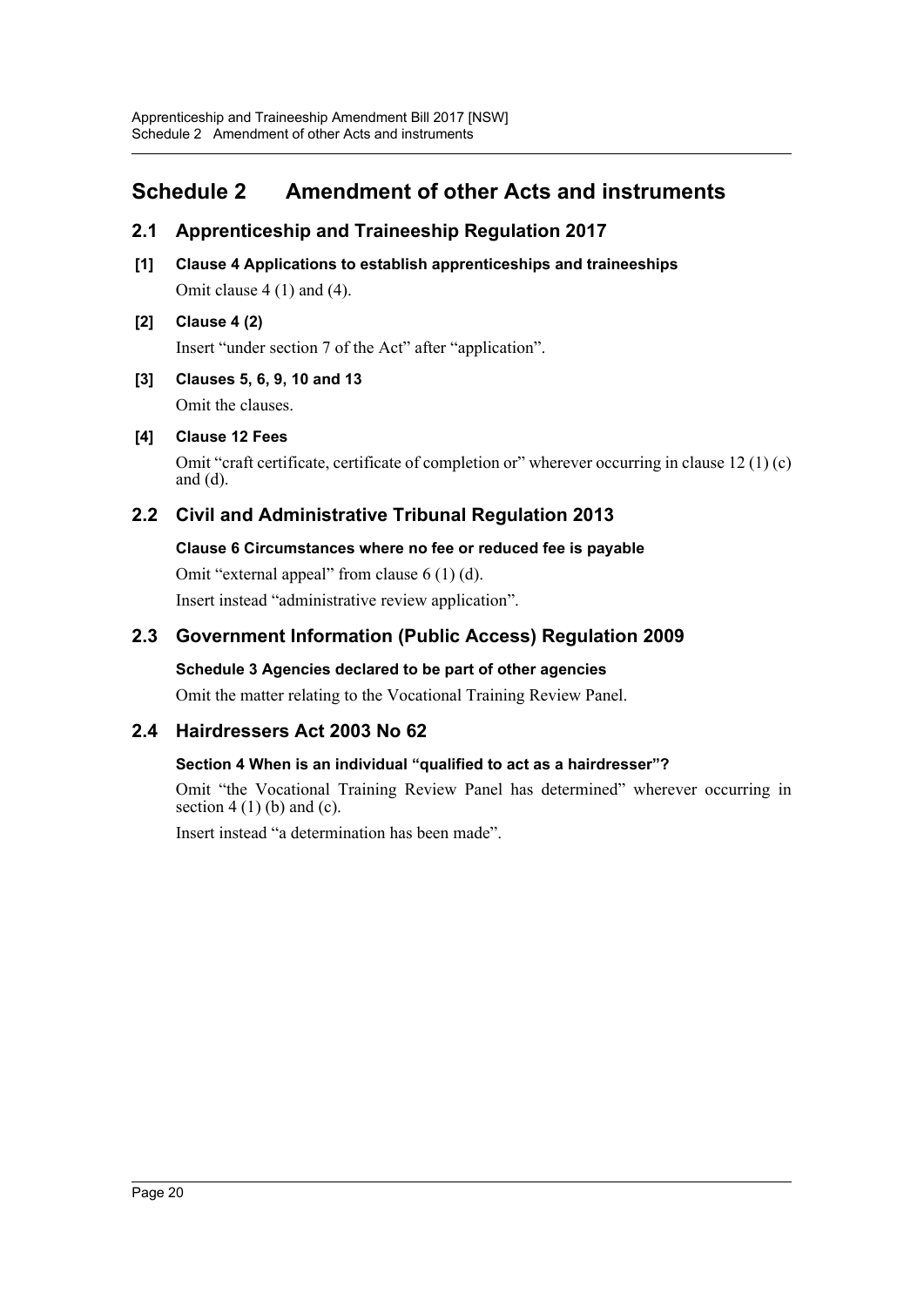# Schedule 2 Amendment of other Acts and instruments

## 2.1 Apprenticeship and Traineeship Regulation 2017

**[1] Clause 4 Applications to establish apprenticeships and traineeships**

Omit clause 4 (1) and (4).

**[2] Clause 4 (2)**

Insert "under section 7 of the Act" after "application".

**[3] Clauses 5, 6, 9, 10 and 13**

Omit the clauses.

**[4] Clause 12 Fees**

Omit "craft certificate, certificate of completion or" wherever occurring in clause 12 (1) (c) and (d).

## 2.2 Civil and Administrative Tribunal Regulation 2013

**Clause 6 Circumstances where no fee or reduced fee is payable**

Omit "external appeal" from clause 6 (1) (d).

Insert instead "administrative review application".

## 2.3 Government Information (Public Access) Regulation 2009

**Schedule 3 Agencies declared to be part of other agencies**

Omit the matter relating to the Vocational Training Review Panel.

## 2.4 Hairdressers Act 2003 No 62

**Section 4 When is an individual "qualified to act as a hairdresser"?**

Omit "the Vocational Training Review Panel has determined" wherever occurring in section 4 (1) (b) and (c).

Insert instead "a determination has been made".